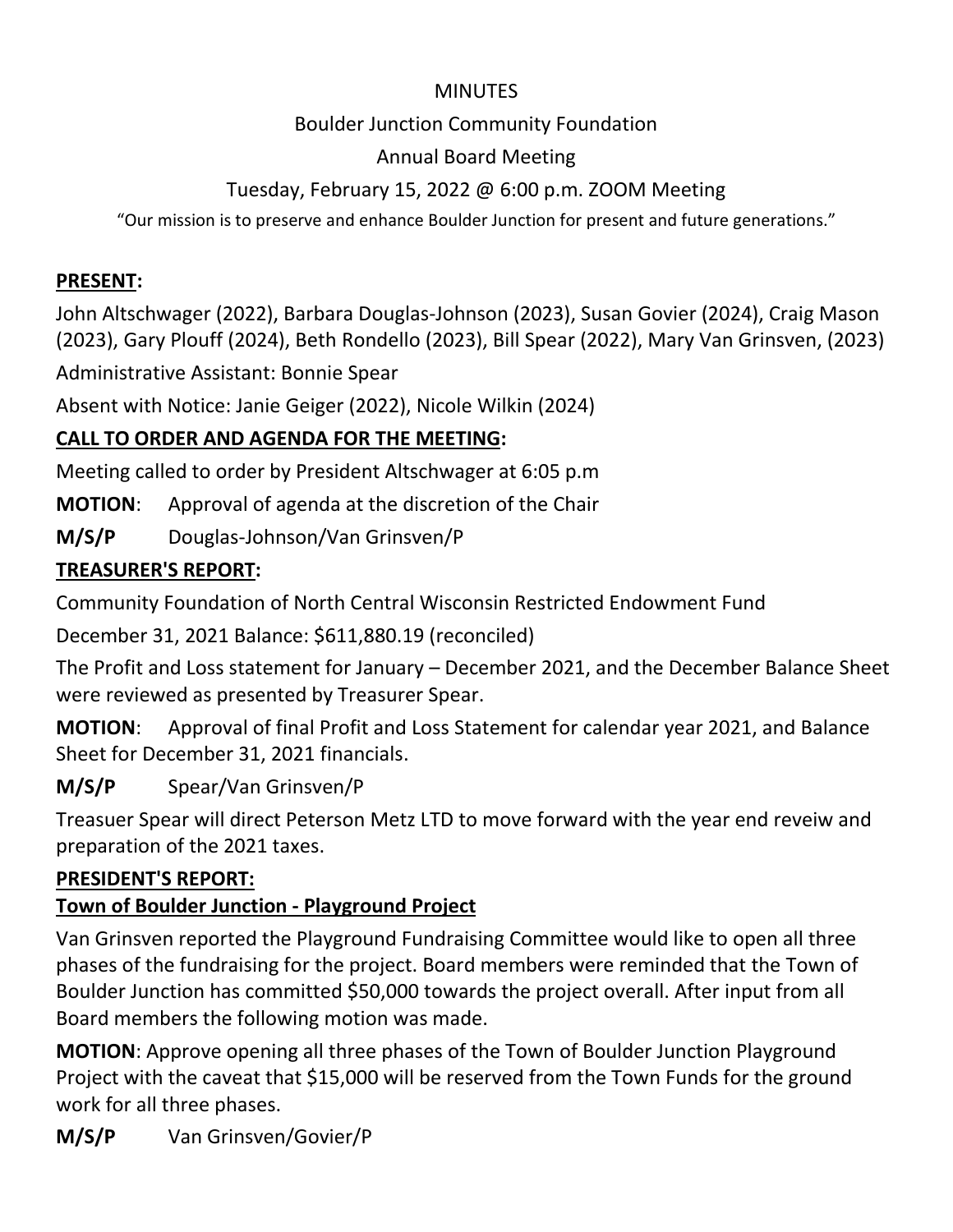# MINUTES

## Boulder Junction Community Foundation

## Annual Board Meeting

## Tuesday, February 15, 2022 @ 6:00 p.m. ZOOM Meeting

"Our mission is to preserve and enhance Boulder Junction for present and future generations."

**PRESENT:**

John Altschwager (2022), Barbara Douglas-Johnson (2023), Susan Govier (2024), Craig Mason (2023), Gary Plouff (2024), Beth Rondello (2023), Bill Spear (2022), Mary Van Grinsven, (2023)

Administrative Assistant: Bonnie Spear

Absent with Notice: Janie Geiger (2022), Nicole Wilkin (2024)

**CALL TO ORDER AND AGENDA FOR THE MEETING:**

Meeting called to order by President Altschwager at 6:05 p.m

**MOTION**: Approval of agenda at the discretion of the Chair

**M/S/P** Douglas-Johnson/Van Grinsven/P

**TREASURER'S REPORT:**

Community Foundation of North Central Wisconsin Restricted Endowment Fund

December 31, 2021 Balance: $611,880.19 (reconciled)

The Profit and Loss statement for January – December 2021, and the December Balance Sheet were reviewed as presented by Treasurer Spear.

**MOTION**: Approval of final Profit and Loss Statement for calendar year 2021, and Balance Sheet for December 31, 2021 financials.

**M/S/P** Spear/Van Grinsven/P

Treasuer Spear will direct Peterson Metz LTD to move forward with the year end reveiw and preparation of the 2021 taxes.

**PRESIDENT'S REPORT:**

**Town of Boulder Junction - Playground Project**

Van Grinsven reported the Playground Fundraising Committee would like to open all three phases of the fundraising for the project. Board members were reminded that the Town of Boulder Junction has committed $50,000 towards the project overall. After input from all Board members the following motion was made.

**MOTION**: Approve opening all three phases of the Town of Boulder Junction Playground Project with the caveat that $15,000 will be reserved from the Town Funds for the ground work for all three phases.

**M/S/P** Van Grinsven/Govier/P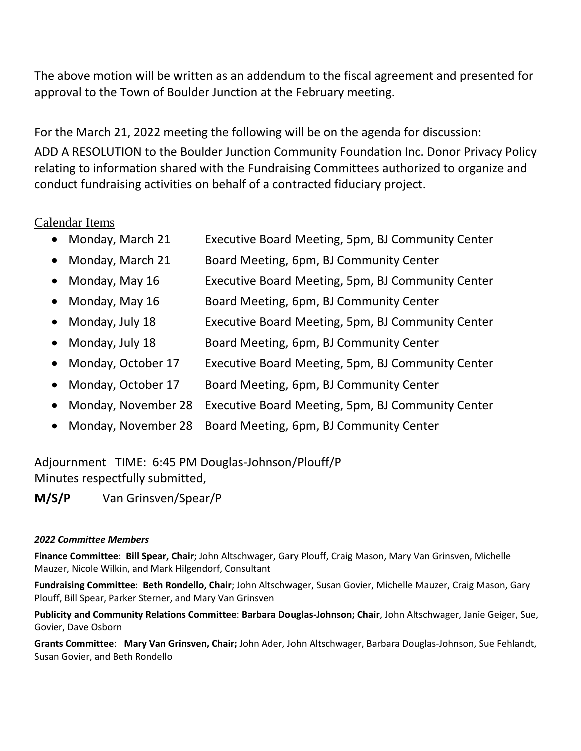The above motion will be written as an addendum to the fiscal agreement and presented for approval to the Town of Boulder Junction at the February meeting.

For the March 21, 2022 meeting the following will be on the agenda for discussion:
ADD A RESOLUTION to the Boulder Junction Community Foundation Inc. Donor Privacy Policy relating to information shared with the Fundraising Committees authorized to organize and conduct fundraising activities on behalf of a contracted fiduciary project.

Calendar Items

- Monday, March 21 Executive Board Meeting, 5pm, BJ Community Center
- Monday, March 21 Board Meeting, 6pm, BJ Community Center
- Monday, May 16 Executive Board Meeting, 5pm, BJ Community Center
- Monday, May 16 Board Meeting, 6pm, BJ Community Center
- Monday, July 18 Executive Board Meeting, 5pm, BJ Community Center
- Monday, July 18 Board Meeting, 6pm, BJ Community Center
- Monday, October 17 Executive Board Meeting, 5pm, BJ Community Center
- Monday, October 17 Board Meeting, 6pm, BJ Community Center
- Monday, November 28 Executive Board Meeting, 5pm, BJ Community Center
- Monday, November 28 Board Meeting, 6pm, BJ Community Center

Adjournment TIME: 6:45 PM Douglas-Johnson/Plouff/P
Minutes respectfully submitted,

**M/S/P** Van Grinsven/Spear/P

***2022 Committee Members***

**Finance Committee**: **Bill Spear, Chair**; John Altschwager, Gary Plouff, Craig Mason, Mary Van Grinsven, Michelle Mauzer, Nicole Wilkin, and Mark Hilgendorf, Consultant

**Fundraising Committee**: **Beth Rondello, Chair**; John Altschwager, Susan Govier, Michelle Mauzer, Craig Mason, Gary Plouff, Bill Spear, Parker Sterner, and Mary Van Grinsven

**Publicity and Community Relations Committee**: **Barbara Douglas-Johnson; Chair**, John Altschwager, Janie Geiger, Sue, Govier, Dave Osborn

**Grants Committee**: **Mary Van Grinsven, Chair;** John Ader, John Altschwager, Barbara Douglas-Johnson, Sue Fehlandt, Susan Govier, and Beth Rondello